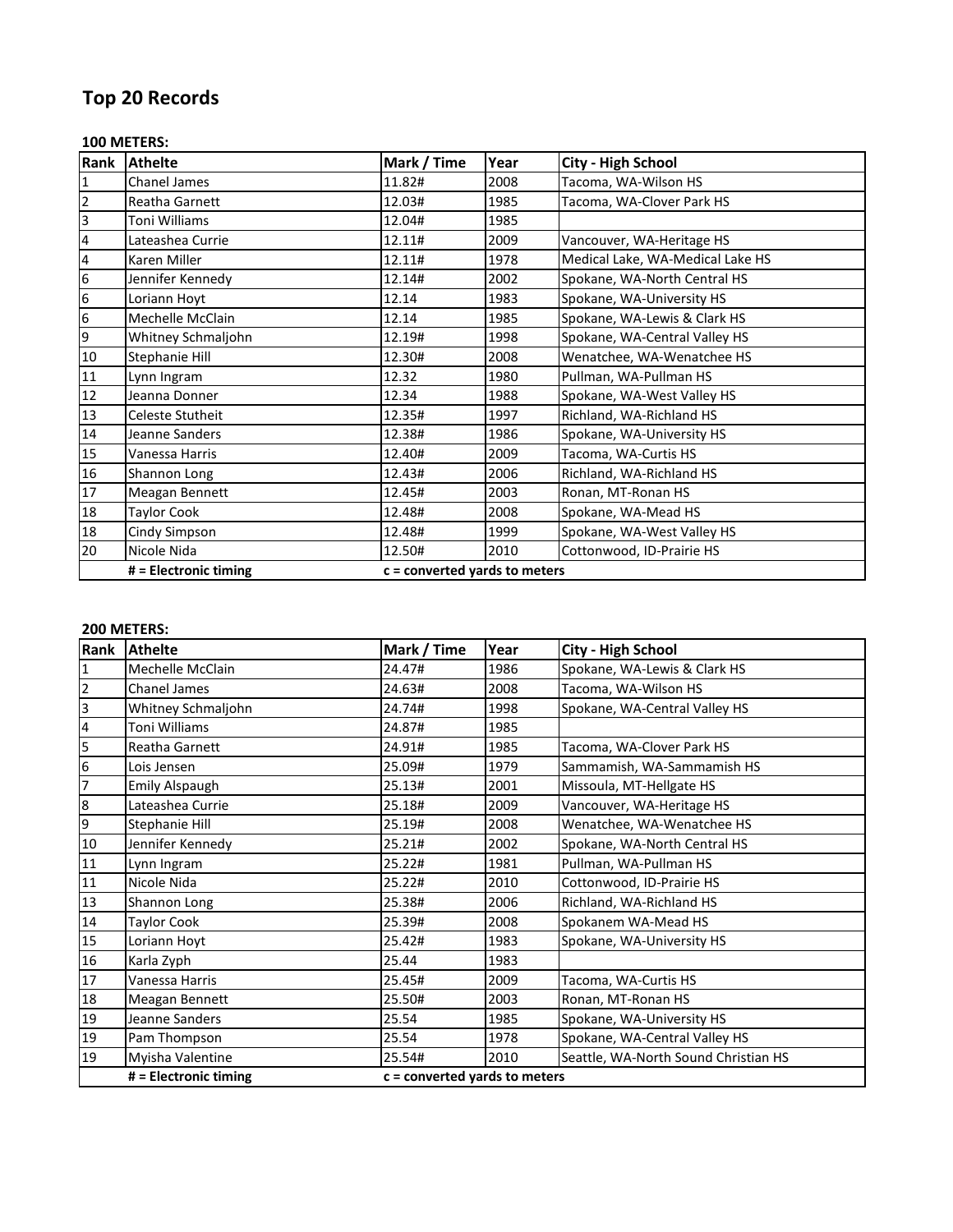# Top 20 Records

**100 METERS:**

| Rank | Athelte | Mark / Time | Year | City - High School |
|---|---|---|---|---|
| 1 | Chanel James | 11.82# | 2008 | Tacoma, WA-Wilson HS |
| 2 | Reatha Garnett | 12.03# | 1985 | Tacoma, WA-Clover Park HS |
| 3 | Toni Williams | 12.04# | 1985 | |
| 4 | Lateashea Currie | 12.11# | 2009 | Vancouver, WA-Heritage HS |
| 4 | Karen Miller | 12.11# | 1978 | Medical Lake, WA-Medical Lake HS |
| 6 | Jennifer Kennedy | 12.14# | 2002 | Spokane, WA-North Central HS |
| 6 | Loriann Hoyt | 12.14 | 1983 | Spokane, WA-University HS |
| 6 | Mechelle McClain | 12.14 | 1985 | Spokane, WA-Lewis & Clark HS |
| 9 | Whitney Schmaljohn | 12.19# | 1998 | Spokane, WA-Central Valley HS |
| 10 | Stephanie Hill | 12.30# | 2008 | Wenatchee, WA-Wenatchee HS |
| 11 | Lynn Ingram | 12.32 | 1980 | Pullman, WA-Pullman HS |
| 12 | Jeanna Donner | 12.34 | 1988 | Spokane, WA-West Valley HS |
| 13 | Celeste Stutheit | 12.35# | 1997 | Richland, WA-Richland HS |
| 14 | Jeanne Sanders | 12.38# | 1986 | Spokane, WA-University HS |
| 15 | Vanessa Harris | 12.40# | 2009 | Tacoma, WA-Curtis HS |
| 16 | Shannon Long | 12.43# | 2006 | Richland, WA-Richland HS |
| 17 | Meagan Bennett | 12.45# | 2003 | Ronan, MT-Ronan HS |
| 18 | Taylor Cook | 12.48# | 2008 | Spokane, WA-Mead HS |
| 18 | Cindy Simpson | 12.48# | 1999 | Spokane, WA-West Valley HS |
| 20 | Nicole Nida | 12.50# | 2010 | Cottonwood, ID-Prairie HS |
| | **# = Electronic timing** | **c = converted yards to meters** | | |

**200 METERS:**

| Rank | Athelte | Mark / Time | Year | City - High School |
|---|---|---|---|---|
| 1 | Mechelle McClain | 24.47# | 1986 | Spokane, WA-Lewis & Clark HS |
| 2 | Chanel James | 24.63# | 2008 | Tacoma, WA-Wilson HS |
| 3 | Whitney Schmaljohn | 24.74# | 1998 | Spokane, WA-Central Valley HS |
| 4 | Toni Williams | 24.87# | 1985 | |
| 5 | Reatha Garnett | 24.91# | 1985 | Tacoma, WA-Clover Park HS |
| 6 | Lois Jensen | 25.09# | 1979 | Sammamish, WA-Sammamish HS |
| 7 | Emily Alspaugh | 25.13# | 2001 | Missoula, MT-Hellgate HS |
| 8 | Lateashea Currie | 25.18# | 2009 | Vancouver, WA-Heritage HS |
| 9 | Stephanie Hill | 25.19# | 2008 | Wenatchee, WA-Wenatchee HS |
| 10 | Jennifer Kennedy | 25.21# | 2002 | Spokane, WA-North Central HS |
| 11 | Lynn Ingram | 25.22# | 1981 | Pullman, WA-Pullman HS |
| 11 | Nicole Nida | 25.22# | 2010 | Cottonwood, ID-Prairie HS |
| 13 | Shannon Long | 25.38# | 2006 | Richland, WA-Richland HS |
| 14 | Taylor Cook | 25.39# | 2008 | Spokanem WA-Mead HS |
| 15 | Loriann Hoyt | 25.42# | 1983 | Spokane, WA-University HS |
| 16 | Karla Zyph | 25.44 | 1983 | |
| 17 | Vanessa Harris | 25.45# | 2009 | Tacoma, WA-Curtis HS |
| 18 | Meagan Bennett | 25.50# | 2003 | Ronan, MT-Ronan HS |
| 19 | Jeanne Sanders | 25.54 | 1985 | Spokane, WA-University HS |
| 19 | Pam Thompson | 25.54 | 1978 | Spokane, WA-Central Valley HS |
| 19 | Myisha Valentine | 25.54# | 2010 | Seattle, WA-North Sound Christian HS |
| | **# = Electronic timing** | **c = converted yards to meters** | | |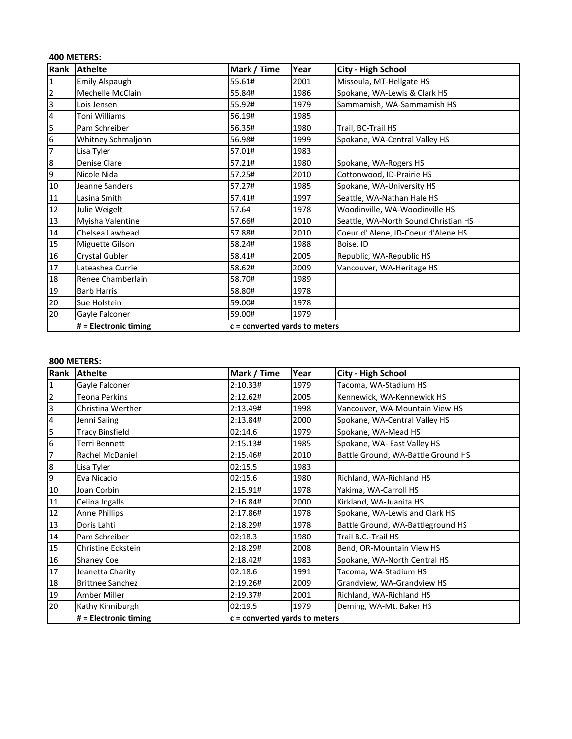**400 METERS:**

| Rank | Athelte | Mark / Time | Year | City - High School |
|---|---|---|---|---|
| 1 | Emily Alspaugh | 55.61# | 2001 | Missoula, MT-Hellgate HS |
| 2 | Mechelle McClain | 55.84# | 1986 | Spokane, WA-Lewis & Clark HS |
| 3 | Lois Jensen | 55.92# | 1979 | Sammamish, WA-Sammamish HS |
| 4 | Toni Williams | 56.19# | 1985 | |
| 5 | Pam Schreiber | 56.35# | 1980 | Trail, BC-Trail HS |
| 6 | Whitney Schmaljohn | 56.98# | 1999 | Spokane, WA-Central Valley HS |
| 7 | Lisa Tyler | 57.01# | 1983 | |
| 8 | Denise Clare | 57.21# | 1980 | Spokane, WA-Rogers HS |
| 9 | Nicole Nida | 57.25# | 2010 | Cottonwood, ID-Prairie HS |
| 10 | Jeanne Sanders | 57.27# | 1985 | Spokane, WA-University HS |
| 11 | Lasina Smith | 57.41# | 1997 | Seattle, WA-Nathan Hale HS |
| 12 | Julie Weigelt | 57.64 | 1978 | Woodinville, WA-Woodinville HS |
| 13 | Myisha Valentine | 57.66# | 2010 | Seattle, WA-North Sound Christian HS |
| 14 | Chelsea Lawhead | 57.88# | 2010 | Coeur d' Alene, ID-Coeur d'Alene HS |
| 15 | Miguette Gilson | 58.24# | 1988 | Boise, ID |
| 16 | Crystal Gubler | 58.41# | 2005 | Republic, WA-Republic HS |
| 17 | Lateashea Currie | 58.62# | 2009 | Vancouver, WA-Heritage HS |
| 18 | Renee Chamberlain | 58.70# | 1989 | |
| 19 | Barb Harris | 58.80# | 1978 | |
| 20 | Sue Holstein | 59.00# | 1978 | |
| 20 | Gayle Falconer | 59.00# | 1979 | |
| | **# = Electronic timing** | **c = converted yards to meters** | | |

**800 METERS:**

| Rank | Athelte | Mark / Time | Year | City - High School |
|---|---|---|---|---|
| 1 | Gayle Falconer | 2:10.33# | 1979 | Tacoma, WA-Stadium HS |
| 2 | Teona Perkins | 2:12.62# | 2005 | Kennewick, WA-Kennewick HS |
| 3 | Christina Werther | 2:13.49# | 1998 | Vancouver, WA-Mountain View HS |
| 4 | Jenni Saling | 2:13.84# | 2000 | Spokane, WA-Central Valley HS |
| 5 | Tracy Binsfield | 02:14.6 | 1979 | Spokane, WA-Mead HS |
| 6 | Terri Bennett | 2:15.13# | 1985 | Spokane, WA- East Valley HS |
| 7 | Rachel McDaniel | 2:15.46# | 2010 | Battle Ground, WA-Battle Ground HS |
| 8 | Lisa Tyler | 02:15.5 | 1983 | |
| 9 | Eva Nicacio | 02:15.6 | 1980 | Richland, WA-Richland HS |
| 10 | Joan Corbin | 2:15.91# | 1978 | Yakima, WA-Carroll HS |
| 11 | Celina Ingalls | 2:16.84# | 2000 | Kirkland, WA-Juanita HS |
| 12 | Anne Phillips | 2:17.86# | 1978 | Spokane, WA-Lewis and Clark HS |
| 13 | Doris Lahti | 2:18.29# | 1978 | Battle Ground, WA-Battleground HS |
| 14 | Pam Schreiber | 02:18.3 | 1980 | Trail B.C.-Trail HS |
| 15 | Christine Eckstein | 2:18.29# | 2008 | Bend, OR-Mountain View HS |
| 16 | Shaney Coe | 2:18.42# | 1983 | Spokane, WA-North Central HS |
| 17 | Jeanetta Charity | 02:18.6 | 1991 | Tacoma, WA-Stadium HS |
| 18 | Brittnee Sanchez | 2:19.26# | 2009 | Grandview, WA-Grandview HS |
| 19 | Amber Miller | 2:19.37# | 2001 | Richland, WA-Richland HS |
| 20 | Kathy Kinniburgh | 02:19.5 | 1979 | Deming, WA-Mt. Baker HS |
| | **# = Electronic timing** | **c = converted yards to meters** | | |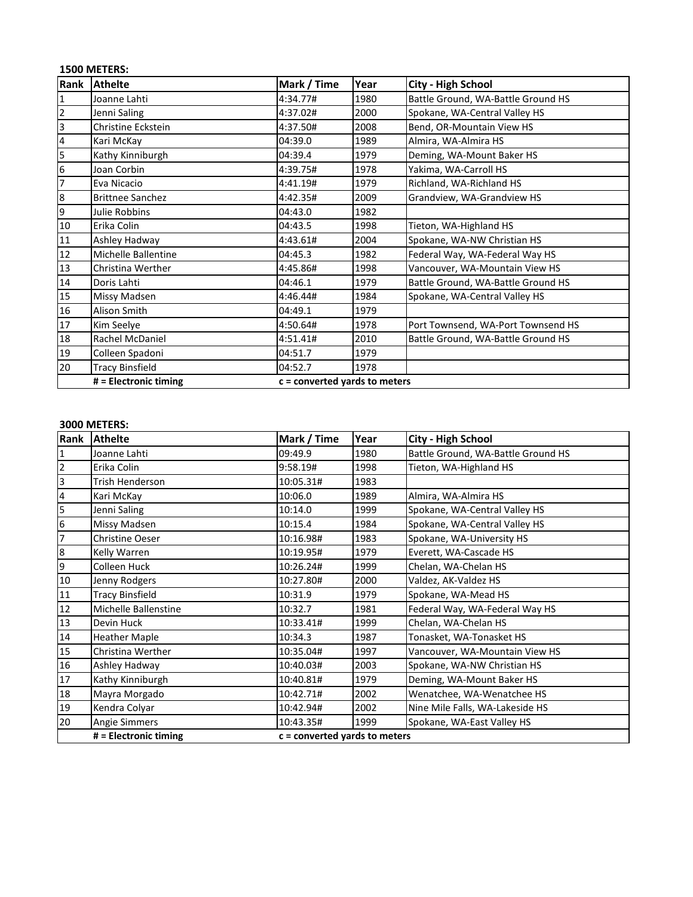**1500 METERS:**

| Rank | Athelte | Mark / Time | Year | City - High School |
|---|---|---|---|---|
| 1 | Joanne Lahti | 4:34.77# | 1980 | Battle Ground, WA-Battle Ground HS |
| 2 | Jenni Saling | 4:37.02# | 2000 | Spokane, WA-Central Valley HS |
| 3 | Christine Eckstein | 4:37.50# | 2008 | Bend, OR-Mountain View HS |
| 4 | Kari McKay | 04:39.0 | 1989 | Almira, WA-Almira HS |
| 5 | Kathy Kinniburgh | 04:39.4 | 1979 | Deming, WA-Mount Baker HS |
| 6 | Joan Corbin | 4:39.75# | 1978 | Yakima, WA-Carroll HS |
| 7 | Eva Nicacio | 4:41.19# | 1979 | Richland, WA-Richland HS |
| 8 | Brittnee Sanchez | 4:42.35# | 2009 | Grandview, WA-Grandview HS |
| 9 | Julie Robbins | 04:43.0 | 1982 | |
| 10 | Erika Colin | 04:43.5 | 1998 | Tieton, WA-Highland HS |
| 11 | Ashley Hadway | 4:43.61# | 2004 | Spokane, WA-NW Christian HS |
| 12 | Michelle Ballentine | 04:45.3 | 1982 | Federal Way, WA-Federal Way HS |
| 13 | Christina Werther | 4:45.86# | 1998 | Vancouver, WA-Mountain View HS |
| 14 | Doris Lahti | 04:46.1 | 1979 | Battle Ground, WA-Battle Ground HS |
| 15 | Missy Madsen | 4:46.44# | 1984 | Spokane, WA-Central Valley HS |
| 16 | Alison Smith | 04:49.1 | 1979 | |
| 17 | Kim Seelye | 4:50.64# | 1978 | Port Townsend, WA-Port Townsend HS |
| 18 | Rachel McDaniel | 4:51.41# | 2010 | Battle Ground, WA-Battle Ground HS |
| 19 | Colleen Spadoni | 04:51.7 | 1979 | |
| 20 | Tracy Binsfield | 04:52.7 | 1978 | |
| | **# = Electronic timing** | **c = converted yards to meters** | | |

**3000 METERS:**

| Rank | Athelte | Mark / Time | Year | City - High School |
|---|---|---|---|---|
| 1 | Joanne Lahti | 09:49.9 | 1980 | Battle Ground, WA-Battle Ground HS |
| 2 | Erika Colin | 9:58.19# | 1998 | Tieton, WA-Highland HS |
| 3 | Trish Henderson | 10:05.31# | 1983 | |
| 4 | Kari McKay | 10:06.0 | 1989 | Almira, WA-Almira HS |
| 5 | Jenni Saling | 10:14.0 | 1999 | Spokane, WA-Central Valley HS |
| 6 | Missy Madsen | 10:15.4 | 1984 | Spokane, WA-Central Valley HS |
| 7 | Christine Oeser | 10:16.98# | 1983 | Spokane, WA-University HS |
| 8 | Kelly Warren | 10:19.95# | 1979 | Everett, WA-Cascade HS |
| 9 | Colleen Huck | 10:26.24# | 1999 | Chelan, WA-Chelan HS |
| 10 | Jenny Rodgers | 10:27.80# | 2000 | Valdez, AK-Valdez HS |
| 11 | Tracy Binsfield | 10:31.9 | 1979 | Spokane, WA-Mead HS |
| 12 | Michelle Ballenstine | 10:32.7 | 1981 | Federal Way, WA-Federal Way HS |
| 13 | Devin Huck | 10:33.41# | 1999 | Chelan, WA-Chelan HS |
| 14 | Heather Maple | 10:34.3 | 1987 | Tonasket, WA-Tonasket HS |
| 15 | Christina Werther | 10:35.04# | 1997 | Vancouver, WA-Mountain View HS |
| 16 | Ashley Hadway | 10:40.03# | 2003 | Spokane, WA-NW Christian HS |
| 17 | Kathy Kinniburgh | 10:40.81# | 1979 | Deming, WA-Mount Baker HS |
| 18 | Mayra Morgado | 10:42.71# | 2002 | Wenatchee, WA-Wenatchee HS |
| 19 | Kendra Colyar | 10:42.94# | 2002 | Nine Mile Falls, WA-Lakeside HS |
| 20 | Angie Simmers | 10:43.35# | 1999 | Spokane, WA-East Valley HS |
| | **# = Electronic timing** | **c = converted yards to meters** | | |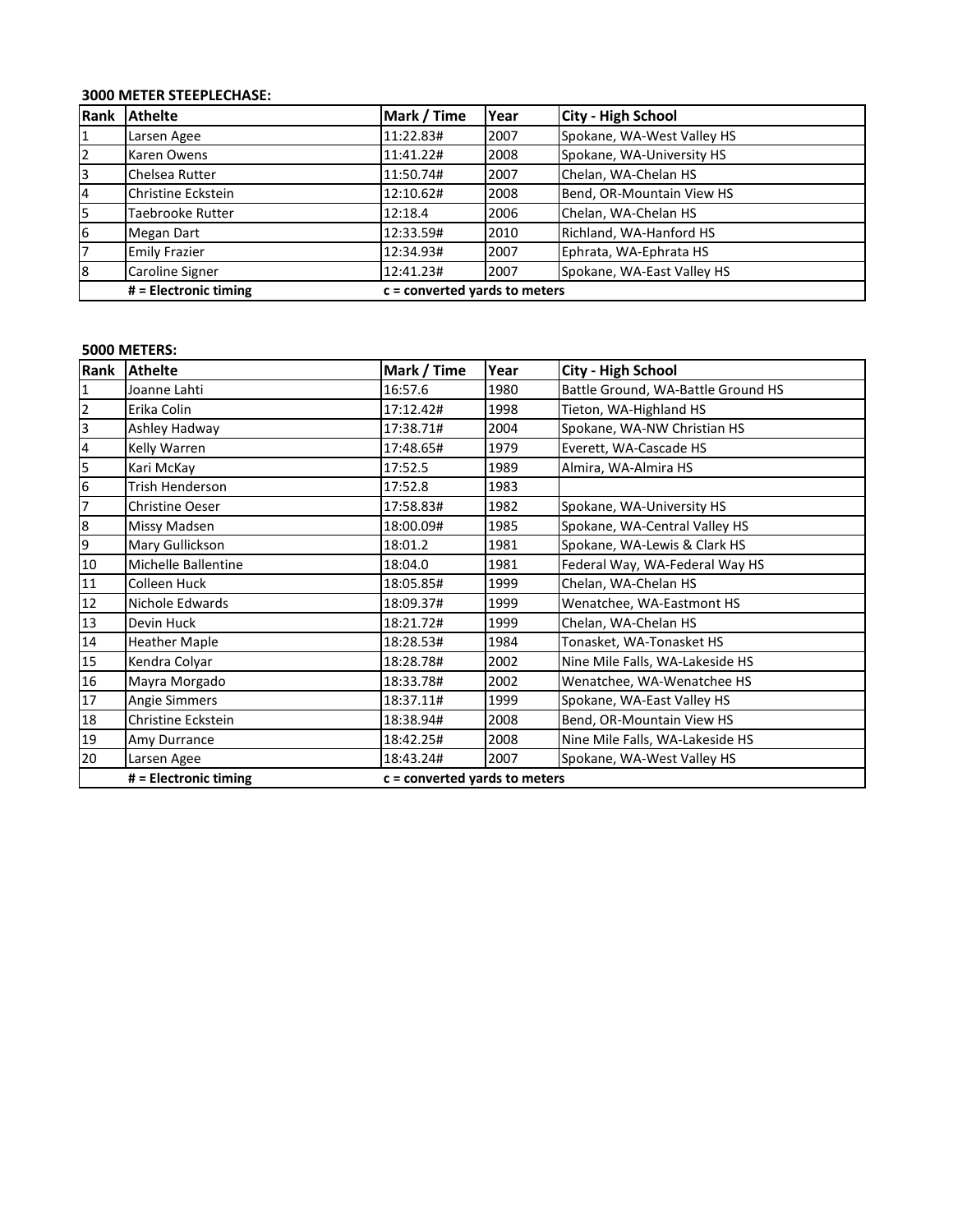**3000 METER STEEPLECHASE:**

| Rank | Athelte | Mark / Time | Year | City - High School |
|---|---|---|---|---|
| 1 | Larsen Agee | 11:22.83# | 2007 | Spokane, WA-West Valley HS |
| 2 | Karen Owens | 11:41.22# | 2008 | Spokane, WA-University HS |
| 3 | Chelsea Rutter | 11:50.74# | 2007 | Chelan, WA-Chelan HS |
| 4 | Christine Eckstein | 12:10.62# | 2008 | Bend, OR-Mountain View HS |
| 5 | Taebrooke Rutter | 12:18.4 | 2006 | Chelan, WA-Chelan HS |
| 6 | Megan Dart | 12:33.59# | 2010 | Richland, WA-Hanford HS |
| 7 | Emily Frazier | 12:34.93# | 2007 | Ephrata, WA-Ephrata HS |
| 8 | Caroline Signer | 12:41.23# | 2007 | Spokane, WA-East Valley HS |
| | **# = Electronic timing** | **c = converted yards to meters** | | |

**5000 METERS:**

| Rank | Athelte | Mark / Time | Year | City - High School |
|---|---|---|---|---|
| 1 | Joanne Lahti | 16:57.6 | 1980 | Battle Ground, WA-Battle Ground HS |
| 2 | Erika Colin | 17:12.42# | 1998 | Tieton, WA-Highland HS |
| 3 | Ashley Hadway | 17:38.71# | 2004 | Spokane, WA-NW Christian HS |
| 4 | Kelly Warren | 17:48.65# | 1979 | Everett, WA-Cascade HS |
| 5 | Kari McKay | 17:52.5 | 1989 | Almira, WA-Almira HS |
| 6 | Trish Henderson | 17:52.8 | 1983 | |
| 7 | Christine Oeser | 17:58.83# | 1982 | Spokane, WA-University HS |
| 8 | Missy Madsen | 18:00.09# | 1985 | Spokane, WA-Central Valley HS |
| 9 | Mary Gullickson | 18:01.2 | 1981 | Spokane, WA-Lewis & Clark HS |
| 10 | Michelle Ballentine | 18:04.0 | 1981 | Federal Way, WA-Federal Way HS |
| 11 | Colleen Huck | 18:05.85# | 1999 | Chelan, WA-Chelan HS |
| 12 | Nichole Edwards | 18:09.37# | 1999 | Wenatchee, WA-Eastmont HS |
| 13 | Devin Huck | 18:21.72# | 1999 | Chelan, WA-Chelan HS |
| 14 | Heather Maple | 18:28.53# | 1984 | Tonasket, WA-Tonasket HS |
| 15 | Kendra Colyar | 18:28.78# | 2002 | Nine Mile Falls, WA-Lakeside HS |
| 16 | Mayra Morgado | 18:33.78# | 2002 | Wenatchee, WA-Wenatchee HS |
| 17 | Angie Simmers | 18:37.11# | 1999 | Spokane, WA-East Valley HS |
| 18 | Christine Eckstein | 18:38.94# | 2008 | Bend, OR-Mountain View HS |
| 19 | Amy Durrance | 18:42.25# | 2008 | Nine Mile Falls, WA-Lakeside HS |
| 20 | Larsen Agee | 18:43.24# | 2007 | Spokane, WA-West Valley HS |
| | **# = Electronic timing** | **c = converted yards to meters** | | |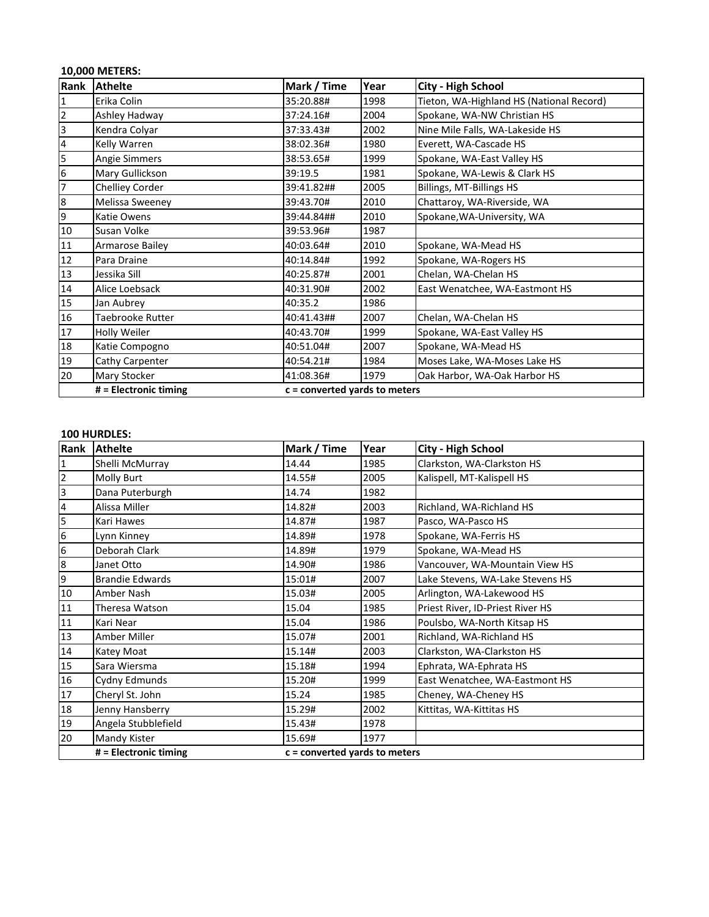**10,000 METERS:**

| Rank | Athelte | Mark / Time | Year | City - High School |
| --- | --- | --- | --- | --- |
| 1 | Erika Colin | 35:20.88# | 1998 | Tieton, WA-Highland HS (National Record) |
| 2 | Ashley Hadway | 37:24.16# | 2004 | Spokane, WA-NW Christian HS |
| 3 | Kendra Colyar | 37:33.43# | 2002 | Nine Mile Falls, WA-Lakeside HS |
| 4 | Kelly Warren | 38:02.36# | 1980 | Everett, WA-Cascade HS |
| 5 | Angie Simmers | 38:53.65# | 1999 | Spokane, WA-East Valley HS |
| 6 | Mary Gullickson | 39:19.5 | 1981 | Spokane, WA-Lewis & Clark HS |
| 7 | Chelliey Corder | 39:41.82## | 2005 | Billings, MT-Billings HS |
| 8 | Melissa Sweeney | 39:43.70# | 2010 | Chattaroy, WA-Riverside, WA |
| 9 | Katie Owens | 39:44.84## | 2010 | Spokane,WA-University, WA |
| 10 | Susan Volke | 39:53.96# | 1987 | |
| 11 | Armarose Bailey | 40:03.64# | 2010 | Spokane, WA-Mead HS |
| 12 | Para Draine | 40:14.84# | 1992 | Spokane, WA-Rogers HS |
| 13 | Jessika Sill | 40:25.87# | 2001 | Chelan, WA-Chelan HS |
| 14 | Alice Loebsack | 40:31.90# | 2002 | East Wenatchee, WA-Eastmont HS |
| 15 | Jan Aubrey | 40:35.2 | 1986 | |
| 16 | Taebrooke Rutter | 40:41.43## | 2007 | Chelan, WA-Chelan HS |
| 17 | Holly Weiler | 40:43.70# | 1999 | Spokane, WA-East Valley HS |
| 18 | Katie Compogno | 40:51.04# | 2007 | Spokane, WA-Mead HS |
| 19 | Cathy Carpenter | 40:54.21# | 1984 | Moses Lake, WA-Moses Lake HS |
| 20 | Mary Stocker | 41:08.36# | 1979 | Oak Harbor, WA-Oak Harbor HS |
| | **# = Electronic timing** | **c = converted yards to meters** | | |

**100 HURDLES:**

| Rank | Athelte | Mark / Time | Year | City - High School |
| --- | --- | --- | --- | --- |
| 1 | Shelli McMurray | 14.44 | 1985 | Clarkston, WA-Clarkston HS |
| 2 | Molly Burt | 14.55# | 2005 | Kalispell, MT-Kalispell HS |
| 3 | Dana Puterburgh | 14.74 | 1982 | |
| 4 | Alissa Miller | 14.82# | 2003 | Richland, WA-Richland HS |
| 5 | Kari Hawes | 14.87# | 1987 | Pasco, WA-Pasco HS |
| 6 | Lynn Kinney | 14.89# | 1978 | Spokane, WA-Ferris HS |
| 6 | Deborah Clark | 14.89# | 1979 | Spokane, WA-Mead HS |
| 8 | Janet Otto | 14.90# | 1986 | Vancouver, WA-Mountain View HS |
| 9 | Brandie Edwards | 15:01# | 2007 | Lake Stevens, WA-Lake Stevens HS |
| 10 | Amber Nash | 15.03# | 2005 | Arlington, WA-Lakewood HS |
| 11 | Theresa Watson | 15.04 | 1985 | Priest River, ID-Priest River HS |
| 11 | Kari Near | 15.04 | 1986 | Poulsbo, WA-North Kitsap HS |
| 13 | Amber Miller | 15.07# | 2001 | Richland, WA-Richland HS |
| 14 | Katey Moat | 15.14# | 2003 | Clarkston, WA-Clarkston HS |
| 15 | Sara Wiersma | 15.18# | 1994 | Ephrata, WA-Ephrata HS |
| 16 | Cydny Edmunds | 15.20# | 1999 | East Wenatchee, WA-Eastmont HS |
| 17 | Cheryl St. John | 15.24 | 1985 | Cheney, WA-Cheney HS |
| 18 | Jenny Hansberry | 15.29# | 2002 | Kittitas, WA-Kittitas HS |
| 19 | Angela Stubblefield | 15.43# | 1978 | |
| 20 | Mandy Kister | 15.69# | 1977 | |
| | **# = Electronic timing** | **c = converted yards to meters** | | |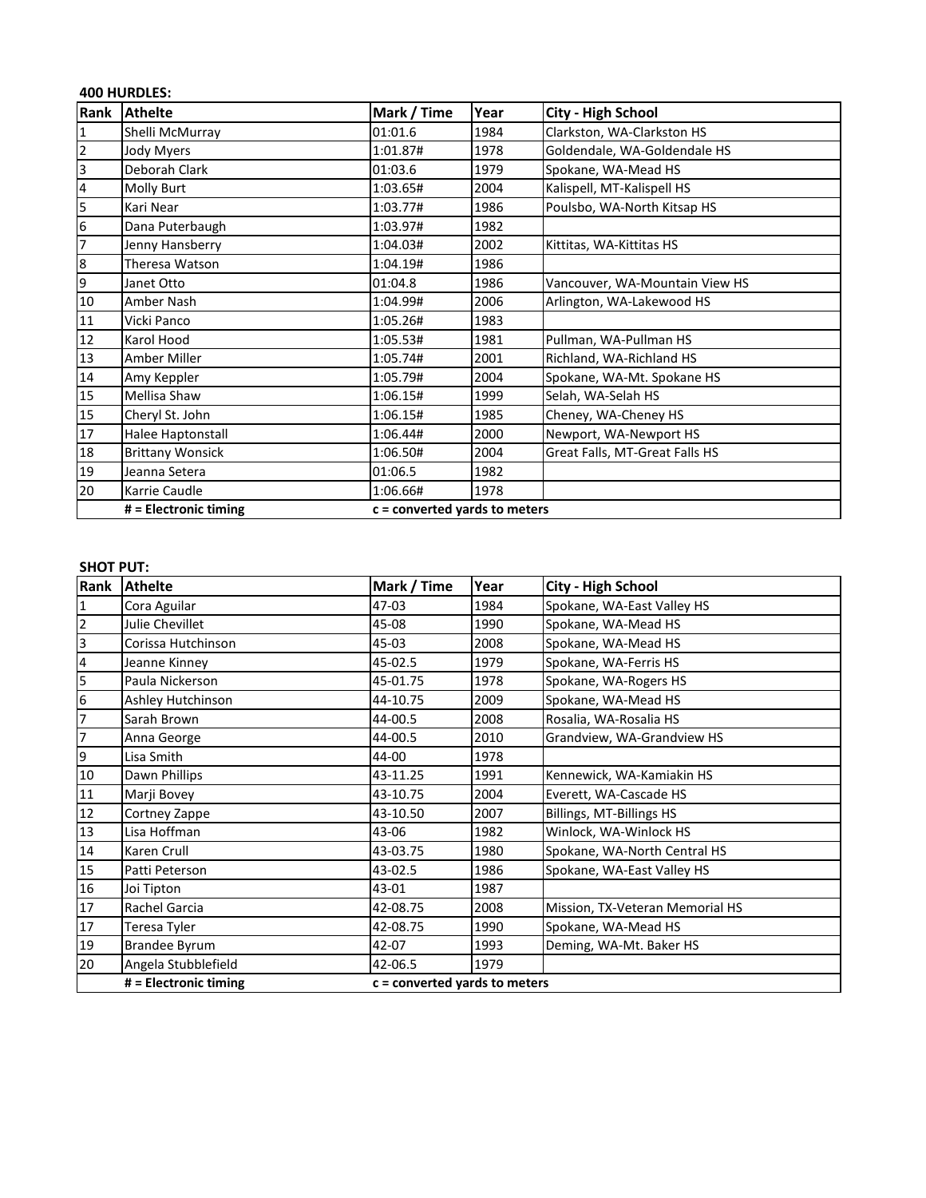**400 HURDLES:**

| Rank | Athelte | Mark / Time | Year | City - High School |
|---|---|---|---|---|
| 1 | Shelli McMurray | 01:01.6 | 1984 | Clarkston, WA-Clarkston HS |
| 2 | Jody Myers | 1:01.87# | 1978 | Goldendale, WA-Goldendale HS |
| 3 | Deborah Clark | 01:03.6 | 1979 | Spokane, WA-Mead HS |
| 4 | Molly Burt | 1:03.65# | 2004 | Kalispell, MT-Kalispell HS |
| 5 | Kari Near | 1:03.77# | 1986 | Poulsbo, WA-North Kitsap HS |
| 6 | Dana Puterbaugh | 1:03.97# | 1982 | |
| 7 | Jenny Hansberry | 1:04.03# | 2002 | Kittitas, WA-Kittitas HS |
| 8 | Theresa Watson | 1:04.19# | 1986 | |
| 9 | Janet Otto | 01:04.8 | 1986 | Vancouver, WA-Mountain View HS |
| 10 | Amber Nash | 1:04.99# | 2006 | Arlington, WA-Lakewood HS |
| 11 | Vicki Panco | 1:05.26# | 1983 | |
| 12 | Karol Hood | 1:05.53# | 1981 | Pullman, WA-Pullman HS |
| 13 | Amber Miller | 1:05.74# | 2001 | Richland, WA-Richland HS |
| 14 | Amy Keppler | 1:05.79# | 2004 | Spokane, WA-Mt. Spokane HS |
| 15 | Mellisa Shaw | 1:06.15# | 1999 | Selah, WA-Selah HS |
| 15 | Cheryl St. John | 1:06.15# | 1985 | Cheney, WA-Cheney HS |
| 17 | Halee Haptonstall | 1:06.44# | 2000 | Newport, WA-Newport HS |
| 18 | Brittany Wonsick | 1:06.50# | 2004 | Great Falls, MT-Great Falls HS |
| 19 | Jeanna Setera | 01:06.5 | 1982 | |
| 20 | Karrie Caudle | 1:06.66# | 1978 | |
| | **# = Electronic timing** | **c = converted yards to meters** | | |

**SHOT PUT:**

| Rank | Athelte | Mark / Time | Year | City - High School |
|---|---|---|---|---|
| 1 | Cora Aguilar | 47-03 | 1984 | Spokane, WA-East Valley HS |
| 2 | Julie Chevillet | 45-08 | 1990 | Spokane, WA-Mead HS |
| 3 | Corissa Hutchinson | 45-03 | 2008 | Spokane, WA-Mead HS |
| 4 | Jeanne Kinney | 45-02.5 | 1979 | Spokane, WA-Ferris HS |
| 5 | Paula Nickerson | 45-01.75 | 1978 | Spokane, WA-Rogers HS |
| 6 | Ashley Hutchinson | 44-10.75 | 2009 | Spokane, WA-Mead HS |
| 7 | Sarah Brown | 44-00.5 | 2008 | Rosalia, WA-Rosalia HS |
| 7 | Anna George | 44-00.5 | 2010 | Grandview, WA-Grandview HS |
| 9 | Lisa Smith | 44-00 | 1978 | |
| 10 | Dawn Phillips | 43-11.25 | 1991 | Kennewick, WA-Kamiakin HS |
| 11 | Marji Bovey | 43-10.75 | 2004 | Everett, WA-Cascade HS |
| 12 | Cortney Zappe | 43-10.50 | 2007 | Billings, MT-Billings HS |
| 13 | Lisa Hoffman | 43-06 | 1982 | Winlock, WA-Winlock HS |
| 14 | Karen Crull | 43-03.75 | 1980 | Spokane, WA-North Central HS |
| 15 | Patti Peterson | 43-02.5 | 1986 | Spokane, WA-East Valley HS |
| 16 | Joi Tipton | 43-01 | 1987 | |
| 17 | Rachel Garcia | 42-08.75 | 2008 | Mission, TX-Veteran Memorial HS |
| 17 | Teresa Tyler | 42-08.75 | 1990 | Spokane, WA-Mead HS |
| 19 | Brandee Byrum | 42-07 | 1993 | Deming, WA-Mt. Baker HS |
| 20 | Angela Stubblefield | 42-06.5 | 1979 | |
| | **# = Electronic timing** | **c = converted yards to meters** | | |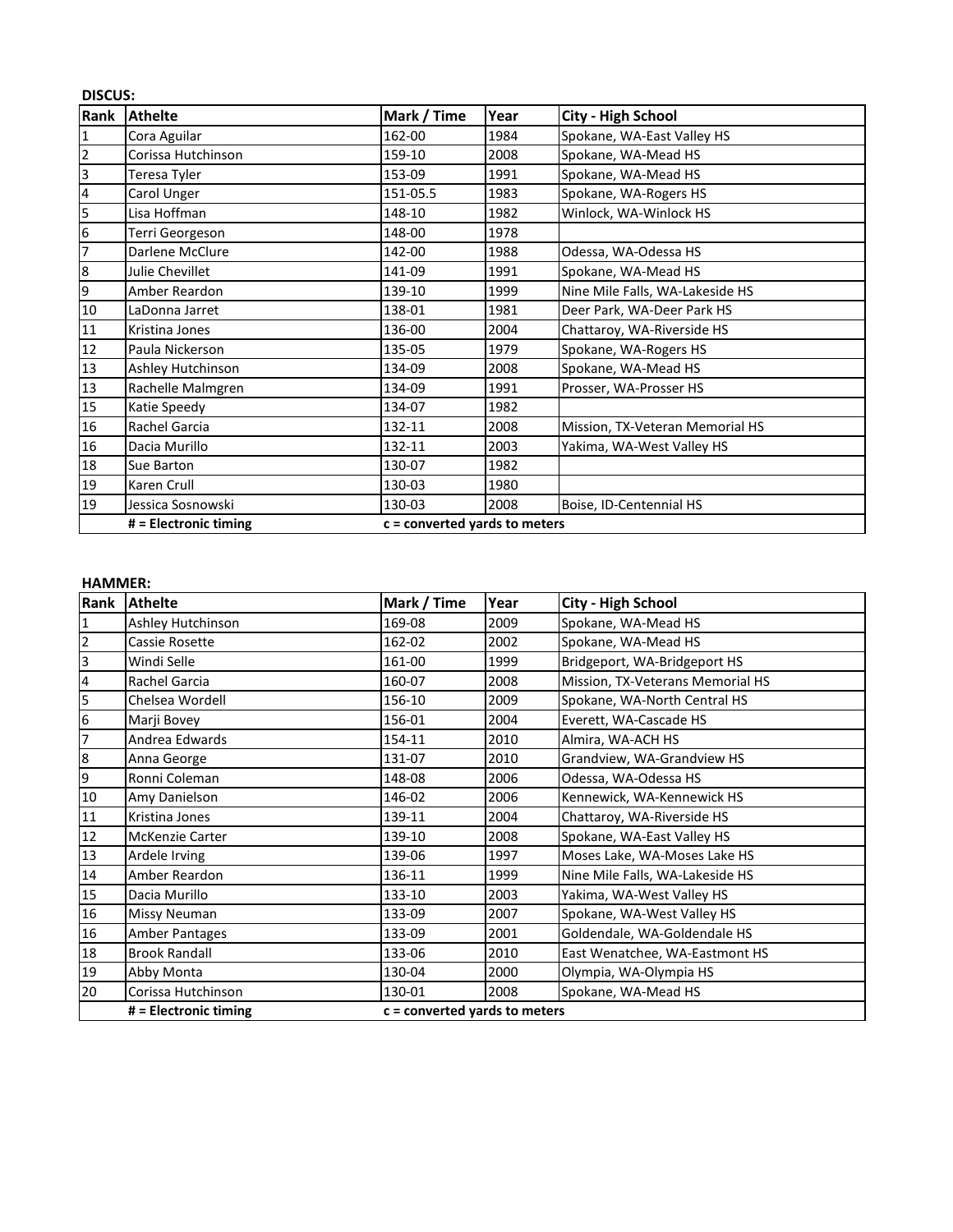**DISCUS:**

| Rank | Athelte | Mark / Time | Year | City - High School |
|---|---|---|---|---|
| 1 | Cora Aguilar | 162-00 | 1984 | Spokane, WA-East Valley HS |
| 2 | Corissa Hutchinson | 159-10 | 2008 | Spokane, WA-Mead HS |
| 3 | Teresa Tyler | 153-09 | 1991 | Spokane, WA-Mead HS |
| 4 | Carol Unger | 151-05.5 | 1983 | Spokane, WA-Rogers HS |
| 5 | Lisa Hoffman | 148-10 | 1982 | Winlock, WA-Winlock HS |
| 6 | Terri Georgeson | 148-00 | 1978 | |
| 7 | Darlene McClure | 142-00 | 1988 | Odessa, WA-Odessa HS |
| 8 | Julie Chevillet | 141-09 | 1991 | Spokane, WA-Mead HS |
| 9 | Amber Reardon | 139-10 | 1999 | Nine Mile Falls, WA-Lakeside HS |
| 10 | LaDonna Jarret | 138-01 | 1981 | Deer Park, WA-Deer Park HS |
| 11 | Kristina Jones | 136-00 | 2004 | Chattaroy, WA-Riverside HS |
| 12 | Paula Nickerson | 135-05 | 1979 | Spokane, WA-Rogers HS |
| 13 | Ashley Hutchinson | 134-09 | 2008 | Spokane, WA-Mead HS |
| 13 | Rachelle Malmgren | 134-09 | 1991 | Prosser, WA-Prosser HS |
| 15 | Katie Speedy | 134-07 | 1982 | |
| 16 | Rachel Garcia | 132-11 | 2008 | Mission, TX-Veteran Memorial HS |
| 16 | Dacia Murillo | 132-11 | 2003 | Yakima, WA-West Valley HS |
| 18 | Sue Barton | 130-07 | 1982 | |
| 19 | Karen Crull | 130-03 | 1980 | |
| 19 | Jessica Sosnowski | 130-03 | 2008 | Boise, ID-Centennial HS |
| | **# = Electronic timing** | **c = converted yards to meters** | | |

**HAMMER:**

| Rank | Athelte | Mark / Time | Year | City - High School |
|---|---|---|---|---|
| 1 | Ashley Hutchinson | 169-08 | 2009 | Spokane, WA-Mead HS |
| 2 | Cassie Rosette | 162-02 | 2002 | Spokane, WA-Mead HS |
| 3 | Windi Selle | 161-00 | 1999 | Bridgeport, WA-Bridgeport HS |
| 4 | Rachel Garcia | 160-07 | 2008 | Mission, TX-Veterans Memorial HS |
| 5 | Chelsea Wordell | 156-10 | 2009 | Spokane, WA-North Central HS |
| 6 | Marji Bovey | 156-01 | 2004 | Everett, WA-Cascade HS |
| 7 | Andrea Edwards | 154-11 | 2010 | Almira, WA-ACH HS |
| 8 | Anna George | 131-07 | 2010 | Grandview, WA-Grandview HS |
| 9 | Ronni Coleman | 148-08 | 2006 | Odessa, WA-Odessa HS |
| 10 | Amy Danielson | 146-02 | 2006 | Kennewick, WA-Kennewick HS |
| 11 | Kristina Jones | 139-11 | 2004 | Chattaroy, WA-Riverside HS |
| 12 | McKenzie Carter | 139-10 | 2008 | Spokane, WA-East Valley HS |
| 13 | Ardele Irving | 139-06 | 1997 | Moses Lake, WA-Moses Lake HS |
| 14 | Amber Reardon | 136-11 | 1999 | Nine Mile Falls, WA-Lakeside HS |
| 15 | Dacia Murillo | 133-10 | 2003 | Yakima, WA-West Valley HS |
| 16 | Missy Neuman | 133-09 | 2007 | Spokane, WA-West Valley HS |
| 16 | Amber Pantages | 133-09 | 2001 | Goldendale, WA-Goldendale HS |
| 18 | Brook Randall | 133-06 | 2010 | East Wenatchee, WA-Eastmont HS |
| 19 | Abby Monta | 130-04 | 2000 | Olympia, WA-Olympia HS |
| 20 | Corissa Hutchinson | 130-01 | 2008 | Spokane, WA-Mead HS |
| | **# = Electronic timing** | **c = converted yards to meters** | | |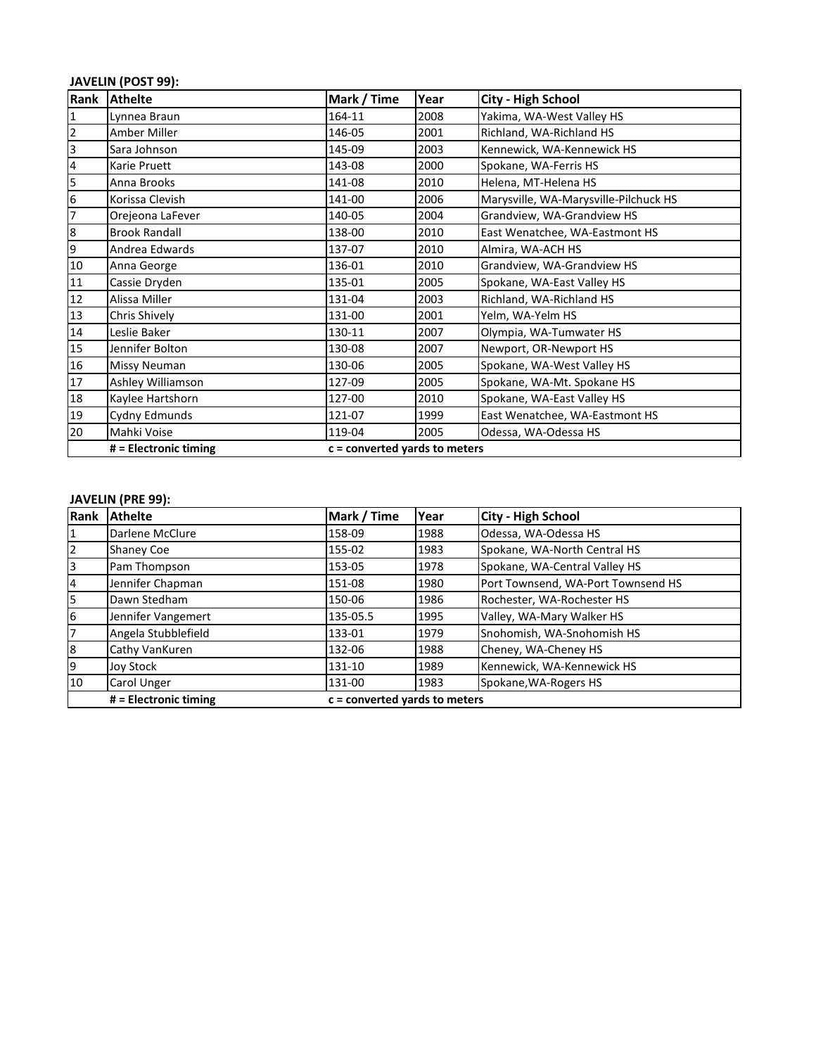**JAVELIN (POST 99):**

| Rank | Athelte | Mark / Time | Year | City - High School |
|---|---|---|---|---|
| 1 | Lynnea Braun | 164-11 | 2008 | Yakima, WA-West Valley HS |
| 2 | Amber Miller | 146-05 | 2001 | Richland, WA-Richland HS |
| 3 | Sara Johnson | 145-09 | 2003 | Kennewick, WA-Kennewick HS |
| 4 | Karie Pruett | 143-08 | 2000 | Spokane, WA-Ferris HS |
| 5 | Anna Brooks | 141-08 | 2010 | Helena, MT-Helena HS |
| 6 | Korissa Clevish | 141-00 | 2006 | Marysville, WA-Marysville-Pilchuck HS |
| 7 | Orejeona LaFever | 140-05 | 2004 | Grandview, WA-Grandview HS |
| 8 | Brook Randall | 138-00 | 2010 | East Wenatchee, WA-Eastmont HS |
| 9 | Andrea Edwards | 137-07 | 2010 | Almira, WA-ACH HS |
| 10 | Anna George | 136-01 | 2010 | Grandview, WA-Grandview HS |
| 11 | Cassie Dryden | 135-01 | 2005 | Spokane, WA-East Valley HS |
| 12 | Alissa Miller | 131-04 | 2003 | Richland, WA-Richland HS |
| 13 | Chris Shively | 131-00 | 2001 | Yelm, WA-Yelm HS |
| 14 | Leslie Baker | 130-11 | 2007 | Olympia, WA-Tumwater HS |
| 15 | Jennifer Bolton | 130-08 | 2007 | Newport, OR-Newport HS |
| 16 | Missy Neuman | 130-06 | 2005 | Spokane, WA-West Valley HS |
| 17 | Ashley Williamson | 127-09 | 2005 | Spokane, WA-Mt. Spokane HS |
| 18 | Kaylee Hartshorn | 127-00 | 2010 | Spokane, WA-East Valley HS |
| 19 | Cydny Edmunds | 121-07 | 1999 | East Wenatchee, WA-Eastmont HS |
| 20 | Mahki Voise | 119-04 | 2005 | Odessa, WA-Odessa HS |
| | # = Electronic timing | c = converted yards to meters | | |

**JAVELIN (PRE 99):**

| Rank | Athelte | Mark / Time | Year | City - High School |
|---|---|---|---|---|
| 1 | Darlene McClure | 158-09 | 1988 | Odessa, WA-Odessa HS |
| 2 | Shaney Coe | 155-02 | 1983 | Spokane, WA-North Central HS |
| 3 | Pam Thompson | 153-05 | 1978 | Spokane, WA-Central Valley HS |
| 4 | Jennifer Chapman | 151-08 | 1980 | Port Townsend, WA-Port Townsend HS |
| 5 | Dawn Stedham | 150-06 | 1986 | Rochester, WA-Rochester HS |
| 6 | Jennifer Vangemert | 135-05.5 | 1995 | Valley, WA-Mary Walker HS |
| 7 | Angela Stubblefield | 133-01 | 1979 | Snohomish, WA-Snohomish HS |
| 8 | Cathy VanKuren | 132-06 | 1988 | Cheney, WA-Cheney HS |
| 9 | Joy Stock | 131-10 | 1989 | Kennewick, WA-Kennewick HS |
| 10 | Carol Unger | 131-00 | 1983 | Spokane,WA-Rogers HS |
| | # = Electronic timing | c = converted yards to meters | | |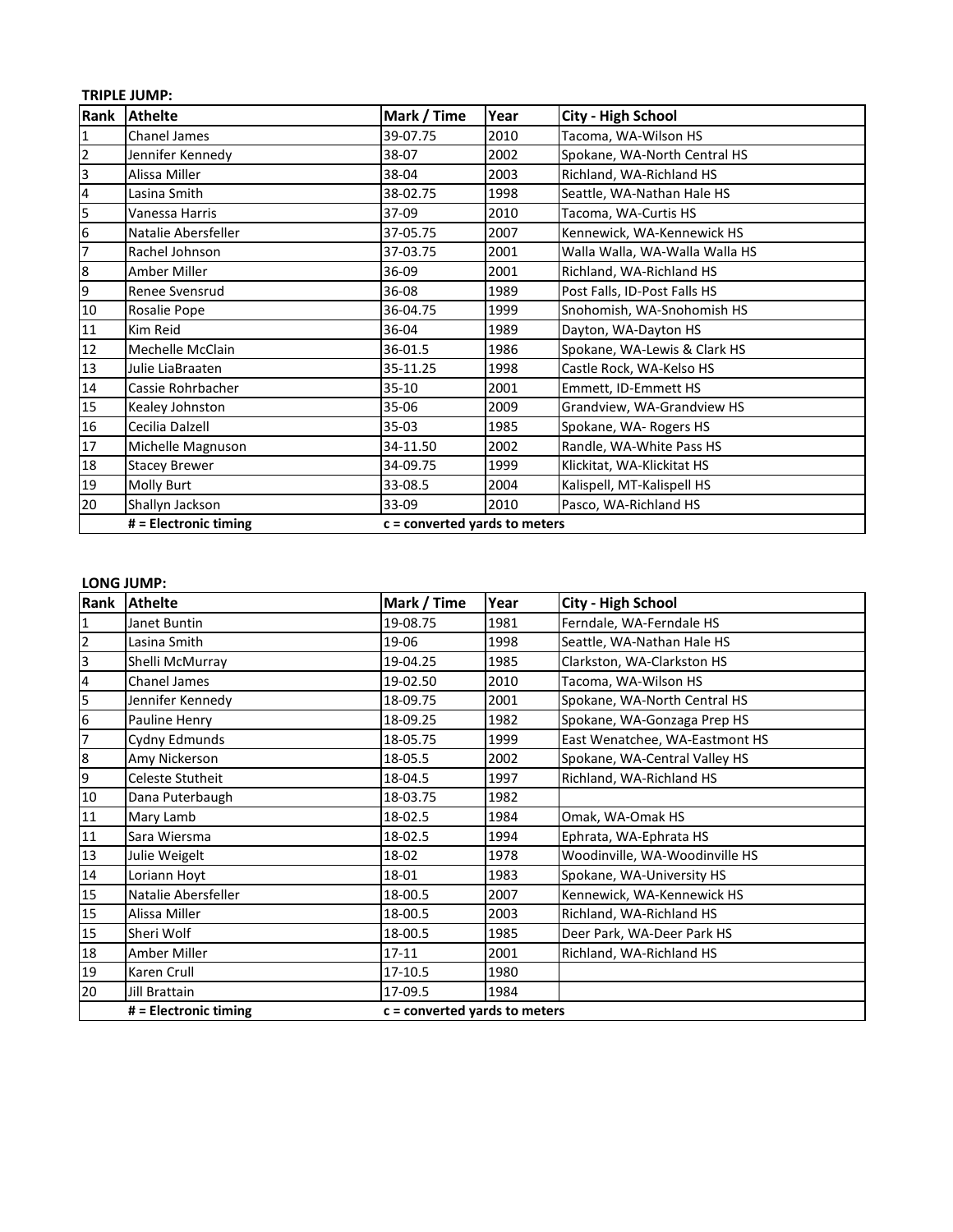**TRIPLE JUMP:**

| Rank | Athelte | Mark / Time | Year | City - High School |
|---|---|---|---|---|
| 1 | Chanel James | 39-07.75 | 2010 | Tacoma, WA-Wilson HS |
| 2 | Jennifer Kennedy | 38-07 | 2002 | Spokane, WA-North Central HS |
| 3 | Alissa Miller | 38-04 | 2003 | Richland, WA-Richland HS |
| 4 | Lasina Smith | 38-02.75 | 1998 | Seattle, WA-Nathan Hale HS |
| 5 | Vanessa Harris | 37-09 | 2010 | Tacoma, WA-Curtis HS |
| 6 | Natalie Abersfeller | 37-05.75 | 2007 | Kennewick, WA-Kennewick HS |
| 7 | Rachel Johnson | 37-03.75 | 2001 | Walla Walla, WA-Walla Walla HS |
| 8 | Amber Miller | 36-09 | 2001 | Richland, WA-Richland HS |
| 9 | Renee Svensrud | 36-08 | 1989 | Post Falls, ID-Post Falls HS |
| 10 | Rosalie Pope | 36-04.75 | 1999 | Snohomish, WA-Snohomish HS |
| 11 | Kim Reid | 36-04 | 1989 | Dayton, WA-Dayton HS |
| 12 | Mechelle McClain | 36-01.5 | 1986 | Spokane, WA-Lewis & Clark HS |
| 13 | Julie LiaBraaten | 35-11.25 | 1998 | Castle Rock, WA-Kelso HS |
| 14 | Cassie Rohrbacher | 35-10 | 2001 | Emmett, ID-Emmett HS |
| 15 | Kealey Johnston | 35-06 | 2009 | Grandview, WA-Grandview HS |
| 16 | Cecilia Dalzell | 35-03 | 1985 | Spokane, WA- Rogers HS |
| 17 | Michelle Magnuson | 34-11.50 | 2002 | Randle, WA-White Pass HS |
| 18 | Stacey Brewer | 34-09.75 | 1999 | Klickitat, WA-Klickitat HS |
| 19 | Molly Burt | 33-08.5 | 2004 | Kalispell, MT-Kalispell HS |
| 20 | Shallyn Jackson | 33-09 | 2010 | Pasco, WA-Richland HS |
| | **# = Electronic timing** | **c = converted yards to meters** | | |

**LONG JUMP:**

| Rank | Athelte | Mark / Time | Year | City - High School |
|---|---|---|---|---|
| 1 | Janet Buntin | 19-08.75 | 1981 | Ferndale, WA-Ferndale HS |
| 2 | Lasina Smith | 19-06 | 1998 | Seattle, WA-Nathan Hale HS |
| 3 | Shelli McMurray | 19-04.25 | 1985 | Clarkston, WA-Clarkston HS |
| 4 | Chanel James | 19-02.50 | 2010 | Tacoma, WA-Wilson HS |
| 5 | Jennifer Kennedy | 18-09.75 | 2001 | Spokane, WA-North Central HS |
| 6 | Pauline Henry | 18-09.25 | 1982 | Spokane, WA-Gonzaga Prep HS |
| 7 | Cydny Edmunds | 18-05.75 | 1999 | East Wenatchee, WA-Eastmont HS |
| 8 | Amy Nickerson | 18-05.5 | 2002 | Spokane, WA-Central Valley HS |
| 9 | Celeste Stutheit | 18-04.5 | 1997 | Richland, WA-Richland HS |
| 10 | Dana Puterbaugh | 18-03.75 | 1982 | |
| 11 | Mary Lamb | 18-02.5 | 1984 | Omak, WA-Omak HS |
| 11 | Sara Wiersma | 18-02.5 | 1994 | Ephrata, WA-Ephrata HS |
| 13 | Julie Weigelt | 18-02 | 1978 | Woodinville, WA-Woodinville HS |
| 14 | Loriann Hoyt | 18-01 | 1983 | Spokane, WA-University HS |
| 15 | Natalie Abersfeller | 18-00.5 | 2007 | Kennewick, WA-Kennewick HS |
| 15 | Alissa Miller | 18-00.5 | 2003 | Richland, WA-Richland HS |
| 15 | Sheri Wolf | 18-00.5 | 1985 | Deer Park, WA-Deer Park HS |
| 18 | Amber Miller | 17-11 | 2001 | Richland, WA-Richland HS |
| 19 | Karen Crull | 17-10.5 | 1980 | |
| 20 | Jill Brattain | 17-09.5 | 1984 | |
| | **# = Electronic timing** | **c = converted yards to meters** | | |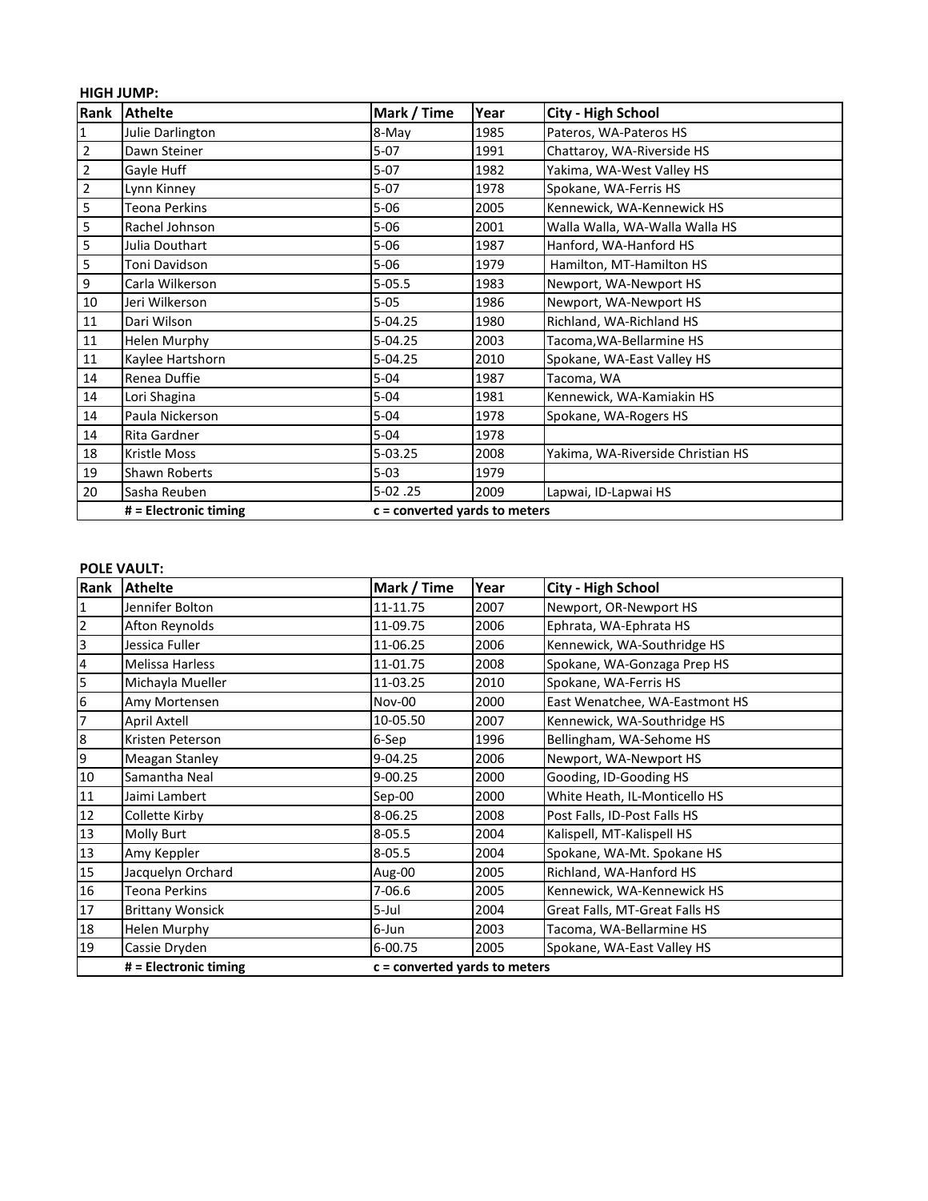**HIGH JUMP:**

| Rank | Athelte | Mark / Time | Year | City - High School |
|---|---|---|---|---|
| 1 | Julie Darlington | 8-May | 1985 | Pateros, WA-Pateros HS |
| 2 | Dawn Steiner | 5-07 | 1991 | Chattaroy, WA-Riverside HS |
| 2 | Gayle Huff | 5-07 | 1982 | Yakima, WA-West Valley HS |
| 2 | Lynn Kinney | 5-07 | 1978 | Spokane, WA-Ferris HS |
| 5 | Teona Perkins | 5-06 | 2005 | Kennewick, WA-Kennewick HS |
| 5 | Rachel Johnson | 5-06 | 2001 | Walla Walla, WA-Walla Walla HS |
| 5 | Julia Douthart | 5-06 | 1987 | Hanford, WA-Hanford HS |
| 5 | Toni Davidson | 5-06 | 1979 | Hamilton, MT-Hamilton HS |
| 9 | Carla Wilkerson | 5-05.5 | 1983 | Newport, WA-Newport HS |
| 10 | Jeri Wilkerson | 5-05 | 1986 | Newport, WA-Newport HS |
| 11 | Dari Wilson | 5-04.25 | 1980 | Richland, WA-Richland HS |
| 11 | Helen Murphy | 5-04.25 | 2003 | Tacoma,WA-Bellarmine HS |
| 11 | Kaylee Hartshorn | 5-04.25 | 2010 | Spokane, WA-East Valley HS |
| 14 | Renea Duffie | 5-04 | 1987 | Tacoma, WA |
| 14 | Lori Shagina | 5-04 | 1981 | Kennewick, WA-Kamiakin HS |
| 14 | Paula Nickerson | 5-04 | 1978 | Spokane, WA-Rogers HS |
| 14 | Rita Gardner | 5-04 | 1978 | |
| 18 | Kristle Moss | 5-03.25 | 2008 | Yakima, WA-Riverside Christian HS |
| 19 | Shawn Roberts | 5-03 | 1979 | |
| 20 | Sasha Reuben | 5-02 .25 | 2009 | Lapwai, ID-Lapwai HS |
| | # = Electronic timing | c = converted yards to meters | | |

**POLE VAULT:**

| Rank | Athelte | Mark / Time | Year | City - High School |
|---|---|---|---|---|
| 1 | Jennifer Bolton | 11-11.75 | 2007 | Newport, OR-Newport HS |
| 2 | Afton Reynolds | 11-09.75 | 2006 | Ephrata, WA-Ephrata HS |
| 3 | Jessica Fuller | 11-06.25 | 2006 | Kennewick, WA-Southridge HS |
| 4 | Melissa Harless | 11-01.75 | 2008 | Spokane, WA-Gonzaga Prep HS |
| 5 | Michayla Mueller | 11-03.25 | 2010 | Spokane, WA-Ferris HS |
| 6 | Amy Mortensen | Nov-00 | 2000 | East Wenatchee, WA-Eastmont HS |
| 7 | April Axtell | 10-05.50 | 2007 | Kennewick, WA-Southridge HS |
| 8 | Kristen Peterson | 6-Sep | 1996 | Bellingham, WA-Sehome HS |
| 9 | Meagan Stanley | 9-04.25 | 2006 | Newport, WA-Newport HS |
| 10 | Samantha Neal | 9-00.25 | 2000 | Gooding, ID-Gooding HS |
| 11 | Jaimi Lambert | Sep-00 | 2000 | White Heath, IL-Monticello HS |
| 12 | Collette Kirby | 8-06.25 | 2008 | Post Falls, ID-Post Falls HS |
| 13 | Molly Burt | 8-05.5 | 2004 | Kalispell, MT-Kalispell HS |
| 13 | Amy Keppler | 8-05.5 | 2004 | Spokane, WA-Mt. Spokane HS |
| 15 | Jacquelyn Orchard | Aug-00 | 2005 | Richland, WA-Hanford HS |
| 16 | Teona Perkins | 7-06.6 | 2005 | Kennewick, WA-Kennewick HS |
| 17 | Brittany Wonsick | 5-Jul | 2004 | Great Falls, MT-Great Falls HS |
| 18 | Helen Murphy | 6-Jun | 2003 | Tacoma, WA-Bellarmine HS |
| 19 | Cassie Dryden | 6-00.75 | 2005 | Spokane, WA-East Valley HS |
| | # = Electronic timing | c = converted yards to meters | | |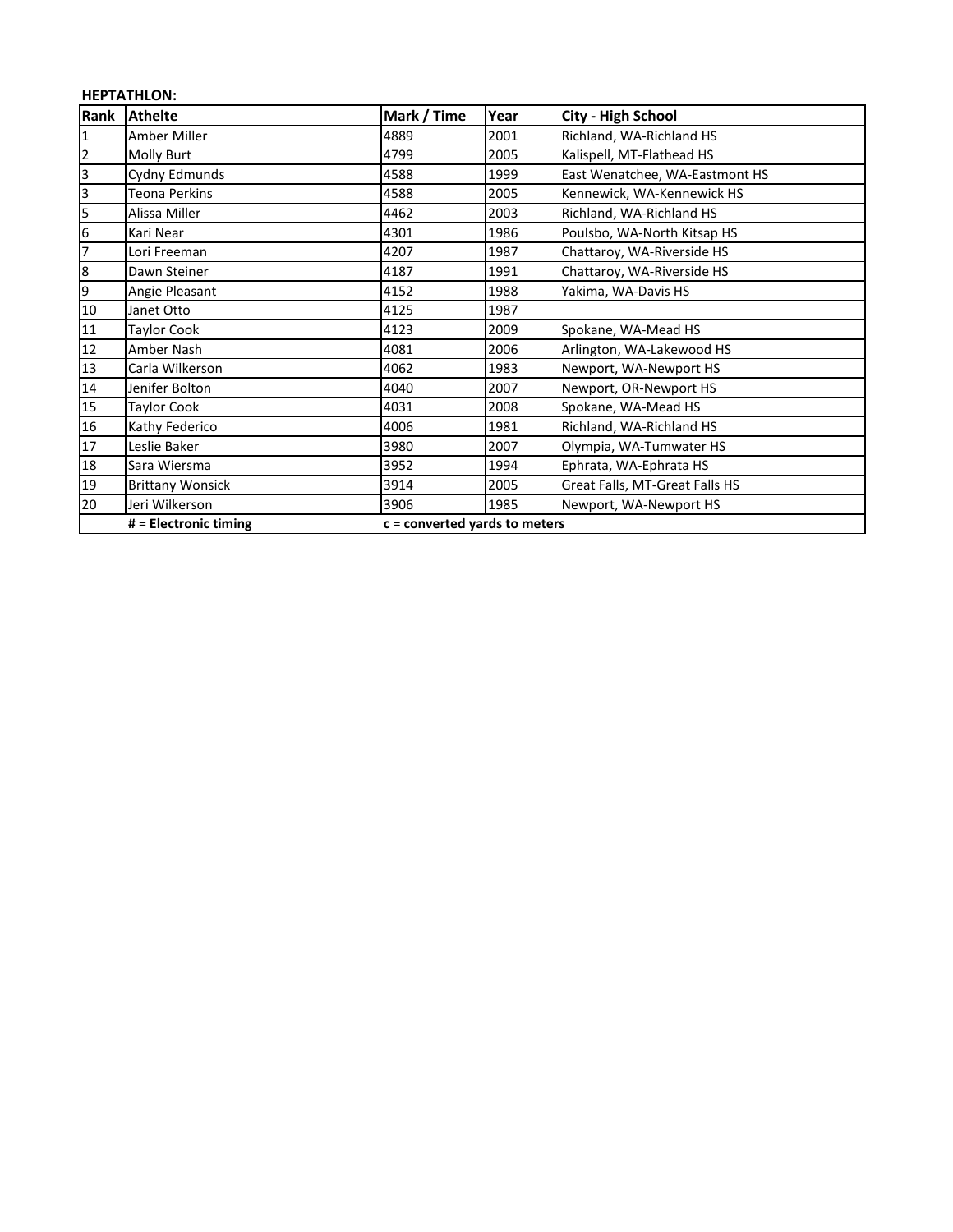**HEPTATHLON:**

| Rank | Athelte | Mark / Time | Year | City - High School |
|---|---|---|---|---|
| 1 | Amber Miller | 4889 | 2001 | Richland, WA-Richland HS |
| 2 | Molly Burt | 4799 | 2005 | Kalispell, MT-Flathead HS |
| 3 | Cydny Edmunds | 4588 | 1999 | East Wenatchee, WA-Eastmont HS |
| 3 | Teona Perkins | 4588 | 2005 | Kennewick, WA-Kennewick HS |
| 5 | Alissa Miller | 4462 | 2003 | Richland, WA-Richland HS |
| 6 | Kari Near | 4301 | 1986 | Poulsbo, WA-North Kitsap HS |
| 7 | Lori Freeman | 4207 | 1987 | Chattaroy, WA-Riverside HS |
| 8 | Dawn Steiner | 4187 | 1991 | Chattaroy, WA-Riverside HS |
| 9 | Angie Pleasant | 4152 | 1988 | Yakima, WA-Davis HS |
| 10 | Janet Otto | 4125 | 1987 | |
| 11 | Taylor Cook | 4123 | 2009 | Spokane, WA-Mead HS |
| 12 | Amber Nash | 4081 | 2006 | Arlington, WA-Lakewood HS |
| 13 | Carla Wilkerson | 4062 | 1983 | Newport, WA-Newport HS |
| 14 | Jenifer Bolton | 4040 | 2007 | Newport, OR-Newport HS |
| 15 | Taylor Cook | 4031 | 2008 | Spokane, WA-Mead HS |
| 16 | Kathy Federico | 4006 | 1981 | Richland, WA-Richland HS |
| 17 | Leslie Baker | 3980 | 2007 | Olympia, WA-Tumwater HS |
| 18 | Sara Wiersma | 3952 | 1994 | Ephrata, WA-Ephrata HS |
| 19 | Brittany Wonsick | 3914 | 2005 | Great Falls, MT-Great Falls HS |
| 20 | Jeri Wilkerson | 3906 | 1985 | Newport, WA-Newport HS |
| | **# = Electronic timing** | **c = converted yards to meters** | | |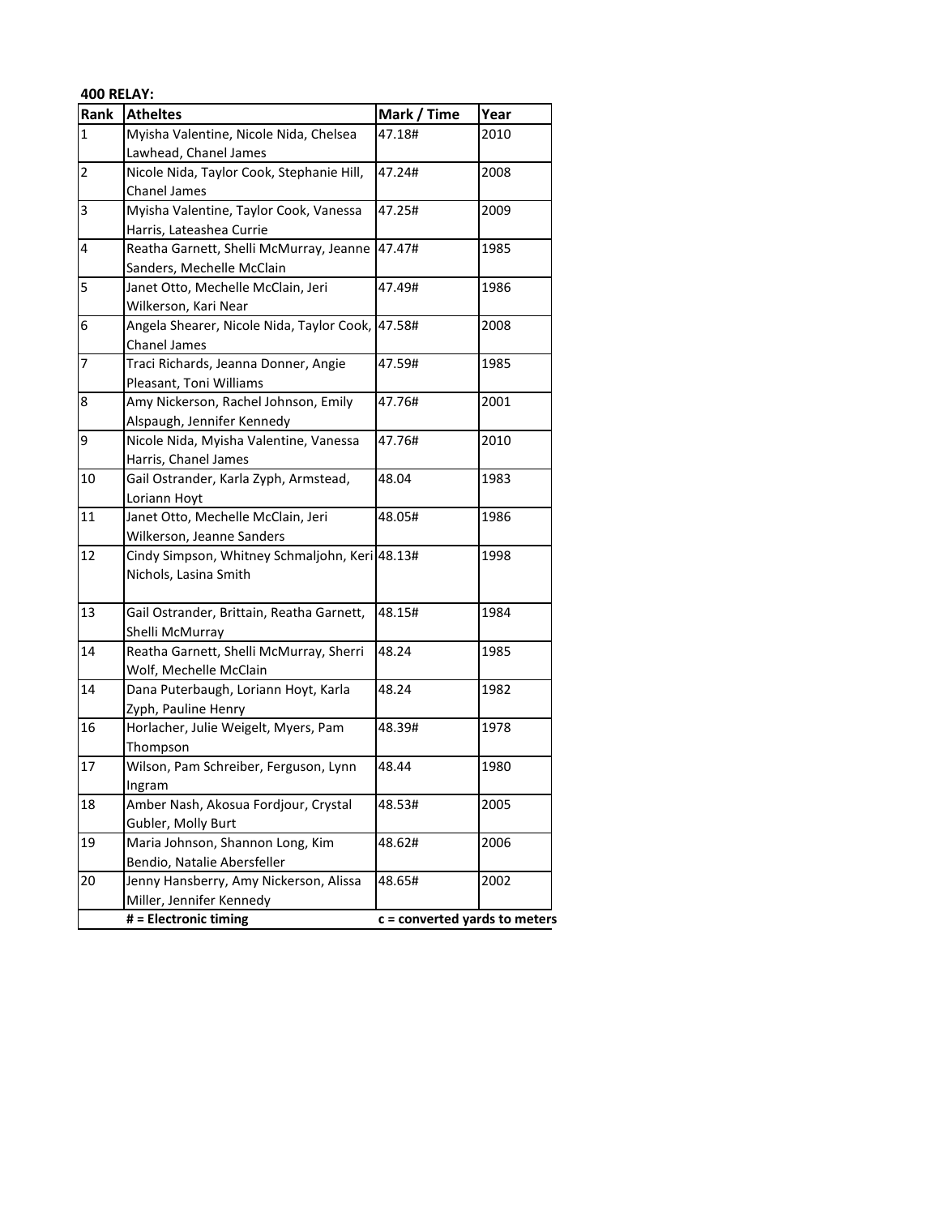**400 RELAY:**

| Rank | Atheltes | Mark / Time | Year |
|---|---|---|---|
| 1 | Myisha Valentine, Nicole Nida, Chelsea Lawhead, Chanel James | 47.18# | 2010 |
| 2 | Nicole Nida, Taylor Cook, Stephanie Hill, Chanel James | 47.24# | 2008 |
| 3 | Myisha Valentine, Taylor Cook, Vanessa Harris, Lateashea Currie | 47.25# | 2009 |
| 4 | Reatha Garnett, Shelli McMurray, Jeanne Sanders, Mechelle McClain | 47.47# | 1985 |
| 5 | Janet Otto, Mechelle McClain, Jeri Wilkerson, Kari Near | 47.49# | 1986 |
| 6 | Angela Shearer, Nicole Nida, Taylor Cook, Chanel James | 47.58# | 2008 |
| 7 | Traci Richards, Jeanna Donner, Angie Pleasant, Toni Williams | 47.59# | 1985 |
| 8 | Amy Nickerson, Rachel Johnson, Emily Alspaugh, Jennifer Kennedy | 47.76# | 2001 |
| 9 | Nicole Nida, Myisha Valentine, Vanessa Harris, Chanel James | 47.76# | 2010 |
| 10 | Gail Ostrander, Karla Zyph, Armstead, Loriann Hoyt | 48.04 | 1983 |
| 11 | Janet Otto, Mechelle McClain, Jeri Wilkerson, Jeanne Sanders | 48.05# | 1986 |
| 12 | Cindy Simpson, Whitney Schmaljohn, Keri Nichols, Lasina Smith | 48.13# | 1998 |
| 13 | Gail Ostrander, Brittain, Reatha Garnett, Shelli McMurray | 48.15# | 1984 |
| 14 | Reatha Garnett, Shelli McMurray, Sherri Wolf, Mechelle McClain | 48.24 | 1985 |
| 14 | Dana Puterbaugh, Loriann Hoyt, Karla Zyph, Pauline Henry | 48.24 | 1982 |
| 16 | Horlacher, Julie Weigelt, Myers, Pam Thompson | 48.39# | 1978 |
| 17 | Wilson, Pam Schreiber, Ferguson, Lynn Ingram | 48.44 | 1980 |
| 18 | Amber Nash, Akosua Fordjour, Crystal Gubler, Molly Burt | 48.53# | 2005 |
| 19 | Maria Johnson, Shannon Long, Kim Bendio, Natalie Abersfeller | 48.62# | 2006 |
| 20 | Jenny Hansberry, Amy Nickerson, Alissa Miller, Jennifer Kennedy | 48.65# | 2002 |
| | **# = Electronic timing** | **c = converted yards to meters** | |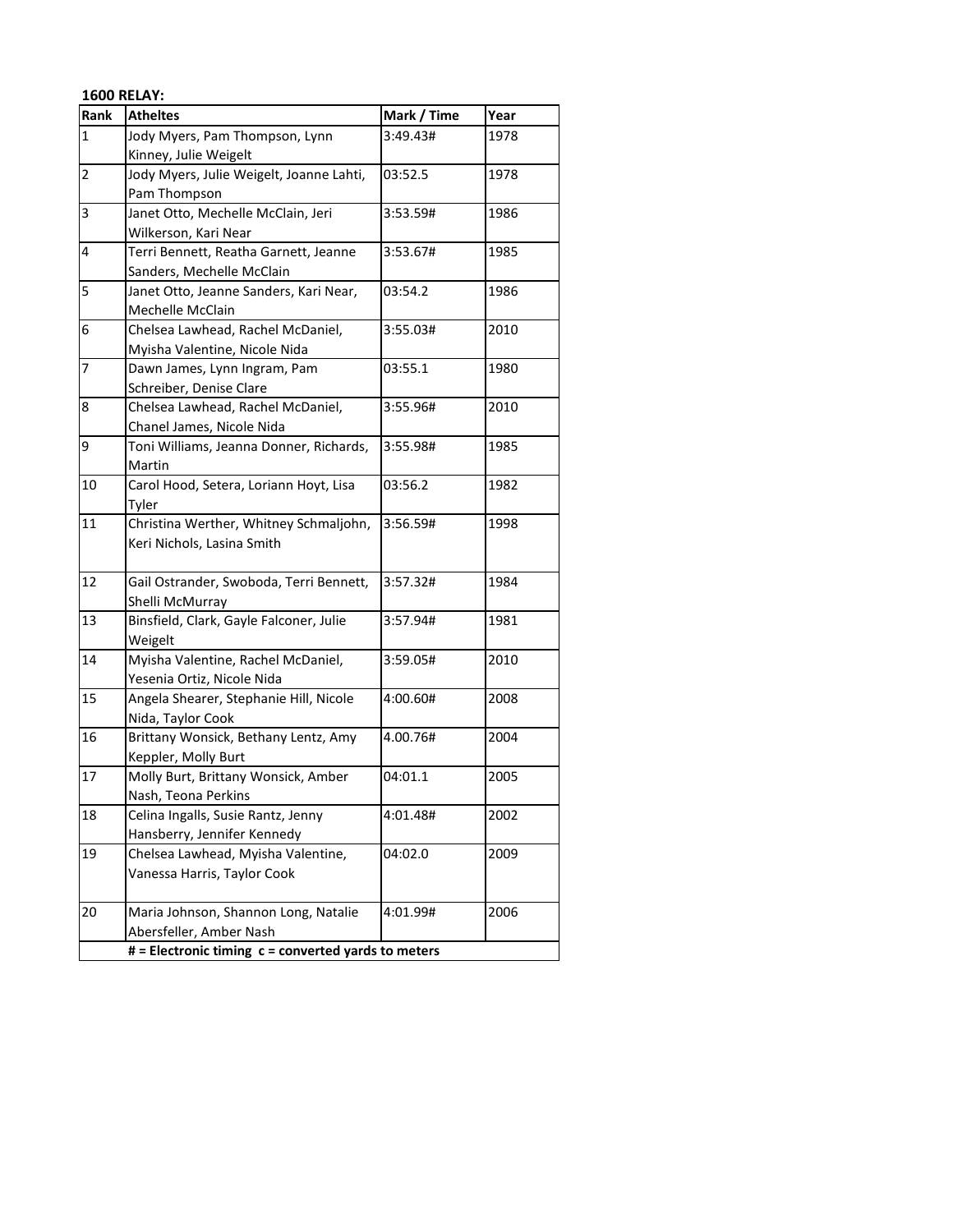**1600 RELAY:**

| Rank | Atheltes | Mark / Time | Year |
|---|---|---|---|
| 1 | Jody Myers, Pam Thompson, Lynn Kinney, Julie Weigelt | 3:49.43# | 1978 |
| 2 | Jody Myers, Julie Weigelt, Joanne Lahti, Pam Thompson | 03:52.5 | 1978 |
| 3 | Janet Otto, Mechelle McClain, Jeri Wilkerson, Kari Near | 3:53.59# | 1986 |
| 4 | Terri Bennett, Reatha Garnett, Jeanne Sanders, Mechelle McClain | 3:53.67# | 1985 |
| 5 | Janet Otto, Jeanne Sanders, Kari Near, Mechelle McClain | 03:54.2 | 1986 |
| 6 | Chelsea Lawhead, Rachel McDaniel, Myisha Valentine, Nicole Nida | 3:55.03# | 2010 |
| 7 | Dawn James, Lynn Ingram, Pam Schreiber, Denise Clare | 03:55.1 | 1980 |
| 8 | Chelsea Lawhead, Rachel McDaniel, Chanel James, Nicole Nida | 3:55.96# | 2010 |
| 9 | Toni Williams, Jeanna Donner, Richards, Martin | 3:55.98# | 1985 |
| 10 | Carol Hood, Setera, Loriann Hoyt, Lisa Tyler | 03:56.2 | 1982 |
| 11 | Christina Werther, Whitney Schmaljohn, Keri Nichols, Lasina Smith | 3:56.59# | 1998 |
| 12 | Gail Ostrander, Swoboda, Terri Bennett, Shelli McMurray | 3:57.32# | 1984 |
| 13 | Binsfield, Clark, Gayle Falconer, Julie Weigelt | 3:57.94# | 1981 |
| 14 | Myisha Valentine, Rachel McDaniel, Yesenia Ortiz, Nicole Nida | 3:59.05# | 2010 |
| 15 | Angela Shearer, Stephanie Hill, Nicole Nida, Taylor Cook | 4:00.60# | 2008 |
| 16 | Brittany Wonsick, Bethany Lentz, Amy Keppler, Molly Burt | 4.00.76# | 2004 |
| 17 | Molly Burt, Brittany Wonsick, Amber Nash, Teona Perkins | 04:01.1 | 2005 |
| 18 | Celina Ingalls, Susie Rantz, Jenny Hansberry, Jennifer Kennedy | 4:01.48# | 2002 |
| 19 | Chelsea Lawhead, Myisha Valentine, Vanessa Harris, Taylor Cook | 04:02.0 | 2009 |
| 20 | Maria Johnson, Shannon Long, Natalie Abersfeller, Amber Nash | 4:01.99# | 2006 |
| | **# = Electronic timing  c = converted yards to meters** | | |